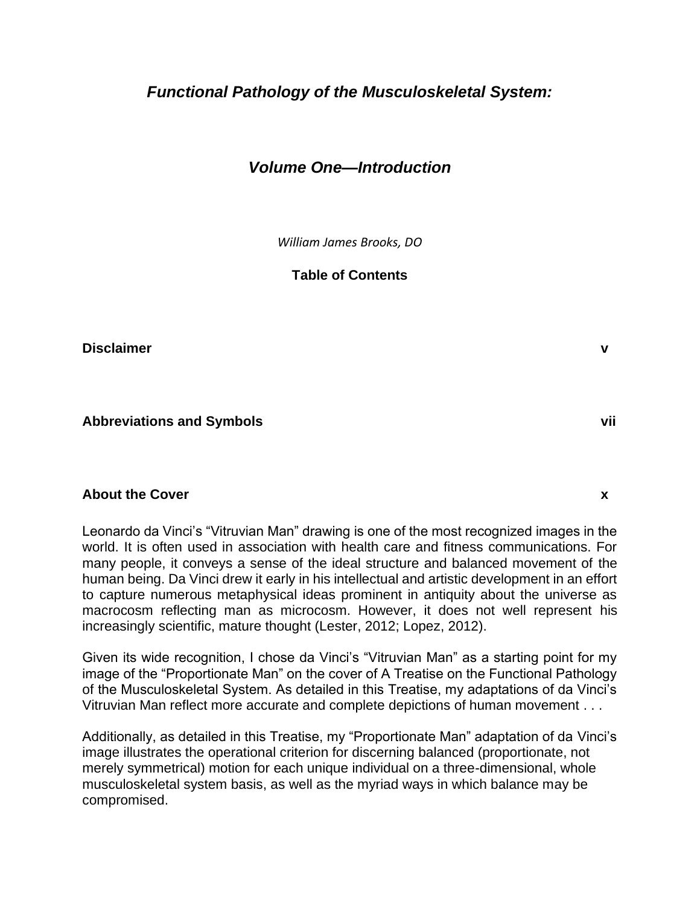# *Functional Pathology of the Musculoskeletal System:*

## *Volume One—Introduction*

*William James Brooks, DO*

**Table of Contents**

**Disclaimer** **v**

**Abbreviations and Symbols** **vii**

**About the Cover** **x**

Leonardo da Vinci's "Vitruvian Man" drawing is one of the most recognized images in the world. It is often used in association with health care and fitness communications. For many people, it conveys a sense of the ideal structure and balanced movement of the human being. Da Vinci drew it early in his intellectual and artistic development in an effort to capture numerous metaphysical ideas prominent in antiquity about the universe as macrocosm reflecting man as microcosm. However, it does not well represent his increasingly scientific, mature thought (Lester, 2012; Lopez, 2012).

Given its wide recognition, I chose da Vinci's "Vitruvian Man" as a starting point for my image of the "Proportionate Man" on the cover of A Treatise on the Functional Pathology of the Musculoskeletal System. As detailed in this Treatise, my adaptations of da Vinci's Vitruvian Man reflect more accurate and complete depictions of human movement . . .

Additionally, as detailed in this Treatise, my "Proportionate Man" adaptation of da Vinci's image illustrates the operational criterion for discerning balanced (proportionate, not merely symmetrical) motion for each unique individual on a three-dimensional, whole musculoskeletal system basis, as well as the myriad ways in which balance may be compromised.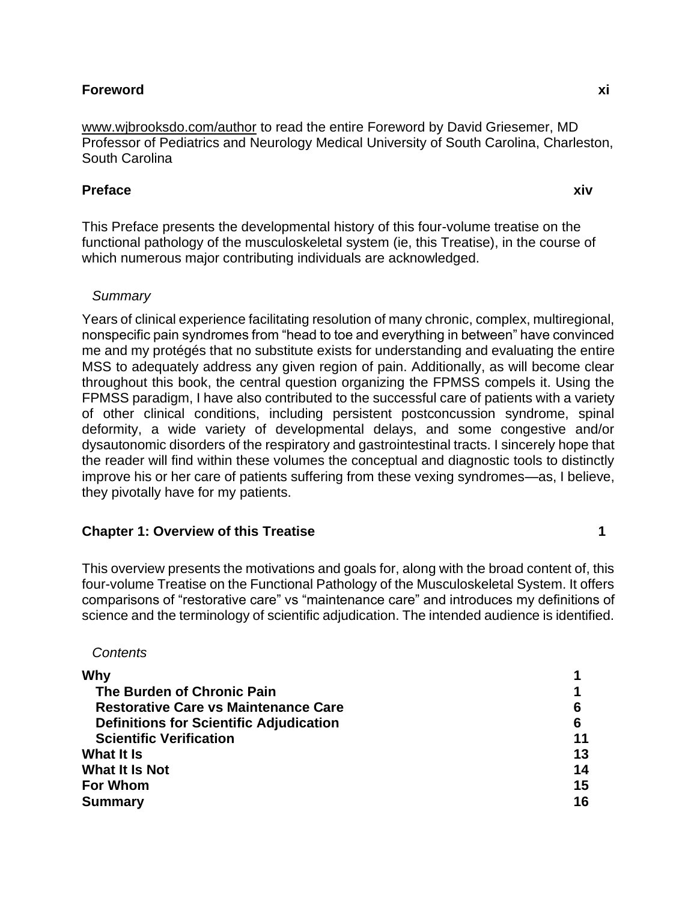**Foreword** **xi**

www.wjbrooksdo.com/author to read the entire Foreword by David Griesemer, MD Professor of Pediatrics and Neurology Medical University of South Carolina, Charleston, South Carolina

**Preface** **xiv**

This Preface presents the developmental history of this four-volume treatise on the functional pathology of the musculoskeletal system (ie, this Treatise), in the course of which numerous major contributing individuals are acknowledged.

*Summary*

Years of clinical experience facilitating resolution of many chronic, complex, multiregional, nonspecific pain syndromes from "head to toe and everything in between" have convinced me and my protégés that no substitute exists for understanding and evaluating the entire MSS to adequately address any given region of pain. Additionally, as will become clear throughout this book, the central question organizing the FPMSS compels it. Using the FPMSS paradigm, I have also contributed to the successful care of patients with a variety of other clinical conditions, including persistent postconcussion syndrome, spinal deformity, a wide variety of developmental delays, and some congestive and/or dysautonomic disorders of the respiratory and gastrointestinal tracts. I sincerely hope that the reader will find within these volumes the conceptual and diagnostic tools to distinctly improve his or her care of patients suffering from these vexing syndromes—as, I believe, they pivotally have for my patients.

**Chapter 1: Overview of this Treatise** **1**

This overview presents the motivations and goals for, along with the broad content of, this four-volume Treatise on the Functional Pathology of the Musculoskeletal System. It offers comparisons of "restorative care" vs "maintenance care" and introduces my definitions of science and the terminology of scientific adjudication. The intended audience is identified.

*Contents*

**Why** **1**
- **The Burden of Chronic Pain** **1**
- **Restorative Care vs Maintenance Care** **6**
- **Definitions for Scientific Adjudication** **6**
- **Scientific Verification** **11**

**What It Is** **13**
**What It Is Not** **14**
**For Whom** **15**
**Summary** **16**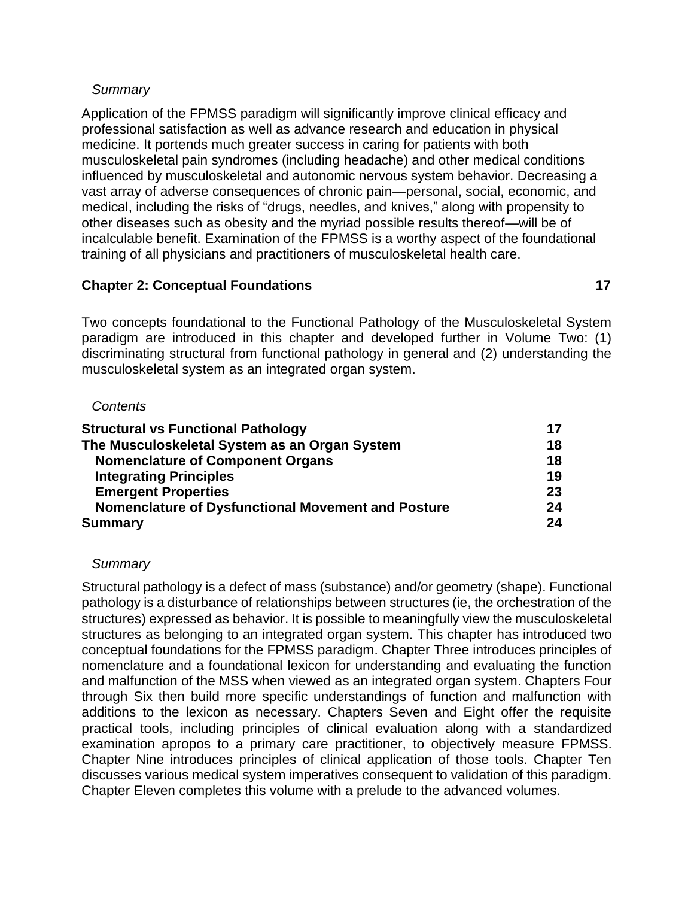*Summary*

Application of the FPMSS paradigm will significantly improve clinical efficacy and professional satisfaction as well as advance research and education in physical medicine. It portends much greater success in caring for patients with both musculoskeletal pain syndromes (including headache) and other medical conditions influenced by musculoskeletal and autonomic nervous system behavior. Decreasing a vast array of adverse consequences of chronic pain—personal, social, economic, and medical, including the risks of "drugs, needles, and knives," along with propensity to other diseases such as obesity and the myriad possible results thereof—will be of incalculable benefit. Examination of the FPMSS is a worthy aspect of the foundational training of all physicians and practitioners of musculoskeletal health care.

## Chapter 2: Conceptual Foundations 17

Two concepts foundational to the Functional Pathology of the Musculoskeletal System paradigm are introduced in this chapter and developed further in Volume Two: (1) discriminating structural from functional pathology in general and (2) understanding the musculoskeletal system as an integrated organ system.

*Contents*

| | |
|---|---|
| **Structural vs Functional Pathology** | **17** |
| **The Musculoskeletal System as an Organ System** | **18** |
| **Nomenclature of Component Organs** | **18** |
| **Integrating Principles** | **19** |
| **Emergent Properties** | **23** |
| **Nomenclature of Dysfunctional Movement and Posture** | **24** |
| **Summary** | **24** |

*Summary*

Structural pathology is a defect of mass (substance) and/or geometry (shape). Functional pathology is a disturbance of relationships between structures (ie, the orchestration of the structures) expressed as behavior. It is possible to meaningfully view the musculoskeletal structures as belonging to an integrated organ system. This chapter has introduced two conceptual foundations for the FPMSS paradigm. Chapter Three introduces principles of nomenclature and a foundational lexicon for understanding and evaluating the function and malfunction of the MSS when viewed as an integrated organ system. Chapters Four through Six then build more specific understandings of function and malfunction with additions to the lexicon as necessary. Chapters Seven and Eight offer the requisite practical tools, including principles of clinical evaluation along with a standardized examination apropos to a primary care practitioner, to objectively measure FPMSS. Chapter Nine introduces principles of clinical application of those tools. Chapter Ten discusses various medical system imperatives consequent to validation of this paradigm. Chapter Eleven completes this volume with a prelude to the advanced volumes.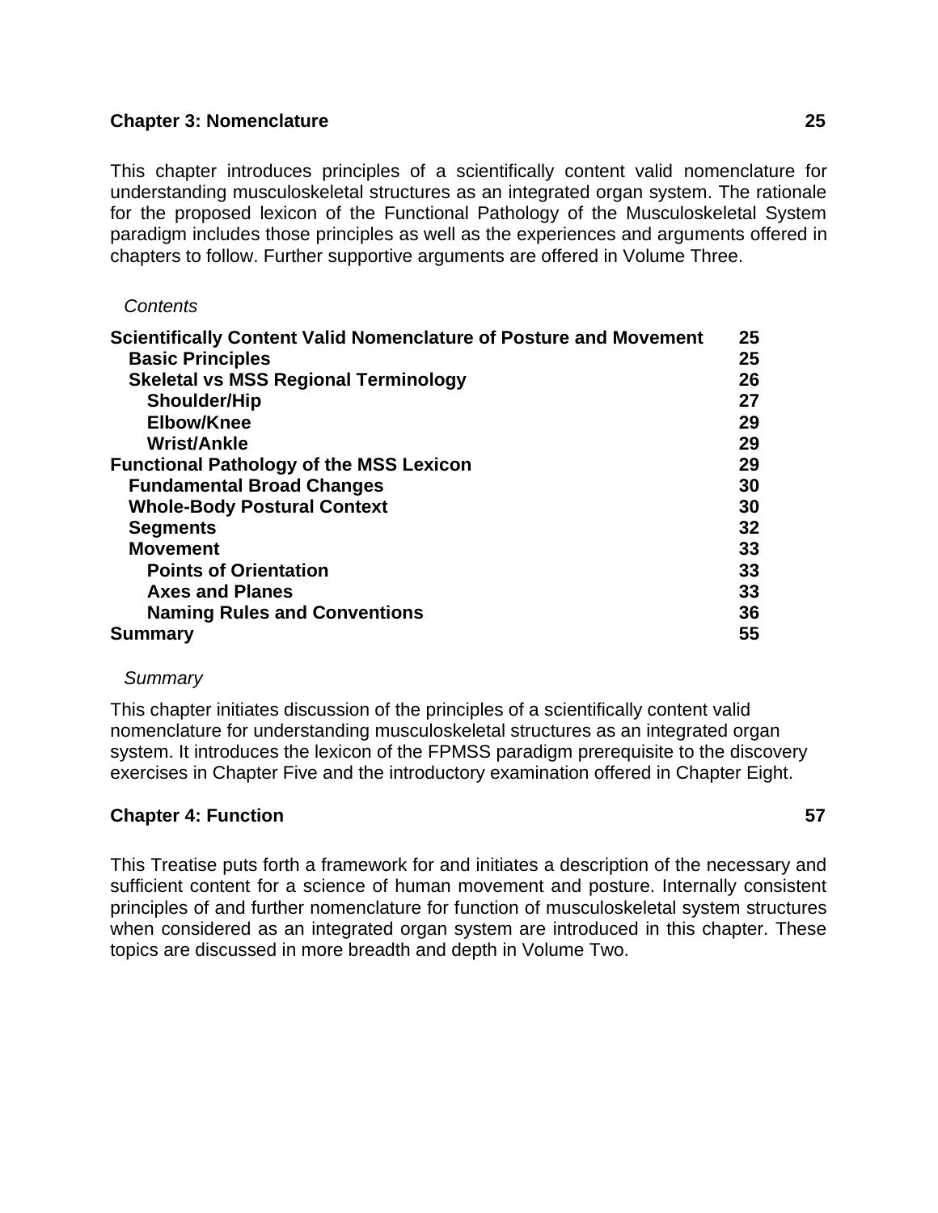## Chapter 3: Nomenclature 25

This chapter introduces principles of a scientifically content valid nomenclature for understanding musculoskeletal structures as an integrated organ system. The rationale for the proposed lexicon of the Functional Pathology of the Musculoskeletal System paradigm includes those principles as well as the experiences and arguments offered in chapters to follow. Further supportive arguments are offered in Volume Three.

*Contents*

| | |
|---|---|
| **Scientifically Content Valid Nomenclature of Posture and Movement** | **25** |
| **Basic Principles** | **25** |
| **Skeletal vs MSS Regional Terminology** | **26** |
| **Shoulder/Hip** | **27** |
| **Elbow/Knee** | **29** |
| **Wrist/Ankle** | **29** |
| **Functional Pathology of the MSS Lexicon** | **29** |
| **Fundamental Broad Changes** | **30** |
| **Whole-Body Postural Context** | **30** |
| **Segments** | **32** |
| **Movement** | **33** |
| **Points of Orientation** | **33** |
| **Axes and Planes** | **33** |
| **Naming Rules and Conventions** | **36** |
| **Summary** | **55** |

*Summary*

This chapter initiates discussion of the principles of a scientifically content valid nomenclature for understanding musculoskeletal structures as an integrated organ system. It introduces the lexicon of the FPMSS paradigm prerequisite to the discovery exercises in Chapter Five and the introductory examination offered in Chapter Eight.

## Chapter 4: Function 57

This Treatise puts forth a framework for and initiates a description of the necessary and sufficient content for a science of human movement and posture. Internally consistent principles of and further nomenclature for function of musculoskeletal system structures when considered as an integrated organ system are introduced in this chapter. These topics are discussed in more breadth and depth in Volume Two.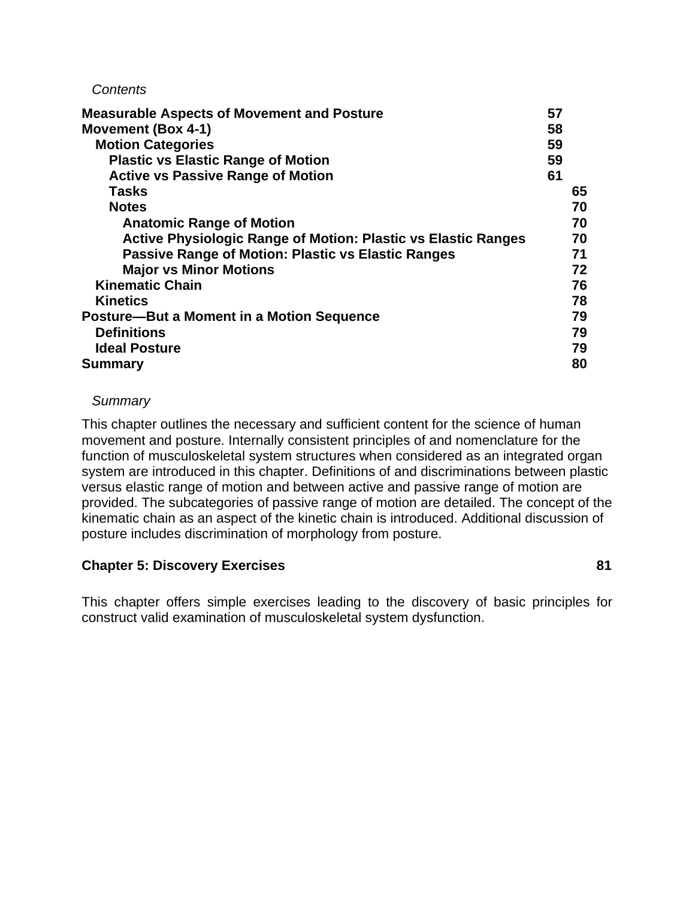*Contents*

| | |
|---|---|
| **Measurable Aspects of Movement and Posture** | **57** |
| **Movement (Box 4-1)** | **58** |
| **Motion Categories** | **59** |
| **Plastic vs Elastic Range of Motion** | **59** |
| **Active vs Passive Range of Motion** | **61** |
| **Tasks** | **65** |
| **Notes** | **70** |
| **Anatomic Range of Motion** | **70** |
| **Active Physiologic Range of Motion: Plastic vs Elastic Ranges** | **70** |
| **Passive Range of Motion: Plastic vs Elastic Ranges** | **71** |
| **Major vs Minor Motions** | **72** |
| **Kinematic Chain** | **76** |
| **Kinetics** | **78** |
| **Posture—But a Moment in a Motion Sequence** | **79** |
| **Definitions** | **79** |
| **Ideal Posture** | **79** |
| **Summary** | **80** |

*Summary*

This chapter outlines the necessary and sufficient content for the science of human movement and posture. Internally consistent principles of and nomenclature for the function of musculoskeletal system structures when considered as an integrated organ system are introduced in this chapter. Definitions of and discriminations between plastic versus elastic range of motion and between active and passive range of motion are provided. The subcategories of passive range of motion are detailed. The concept of the kinematic chain as an aspect of the kinetic chain is introduced. Additional discussion of posture includes discrimination of morphology from posture.

**Chapter 5: Discovery Exercises** **81**

This chapter offers simple exercises leading to the discovery of basic principles for construct valid examination of musculoskeletal system dysfunction.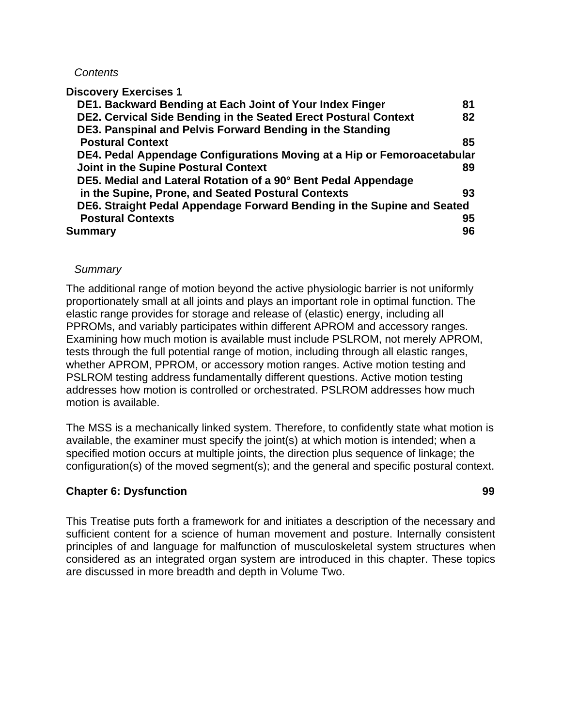*Contents*

**Discovery Exercises 1**

| | |
|---|---|
| **DE1. Backward Bending at Each Joint of Your Index Finger** | **81** |
| **DE2. Cervical Side Bending in the Seated Erect Postural Context** | **82** |
| **DE3. Panspinal and Pelvis Forward Bending in the Standing Postural Context** | **85** |
| **DE4. Pedal Appendage Configurations Moving at a Hip or Femoroacetabular Joint in the Supine Postural Context** | **89** |
| **DE5. Medial and Lateral Rotation of a 90° Bent Pedal Appendage in the Supine, Prone, and Seated Postural Contexts** | **93** |
| **DE6. Straight Pedal Appendage Forward Bending in the Supine and Seated Postural Contexts** | **95** |

**Summary** **96**

*Summary*

The additional range of motion beyond the active physiologic barrier is not uniformly proportionately small at all joints and plays an important role in optimal function. The elastic range provides for storage and release of (elastic) energy, including all PPROMs, and variably participates within different APROM and accessory ranges. Examining how much motion is available must include PSLROM, not merely APROM, tests through the full potential range of motion, including through all elastic ranges, whether APROM, PPROM, or accessory motion ranges. Active motion testing and PSLROM testing address fundamentally different questions. Active motion testing addresses how motion is controlled or orchestrated. PSLROM addresses how much motion is available.

The MSS is a mechanically linked system. Therefore, to confidently state what motion is available, the examiner must specify the joint(s) at which motion is intended; when a specified motion occurs at multiple joints, the direction plus sequence of linkage; the configuration(s) of the moved segment(s); and the general and specific postural context.

**Chapter 6: Dysfunction** **99**

This Treatise puts forth a framework for and initiates a description of the necessary and sufficient content for a science of human movement and posture. Internally consistent principles of and language for malfunction of musculoskeletal system structures when considered as an integrated organ system are introduced in this chapter. These topics are discussed in more breadth and depth in Volume Two.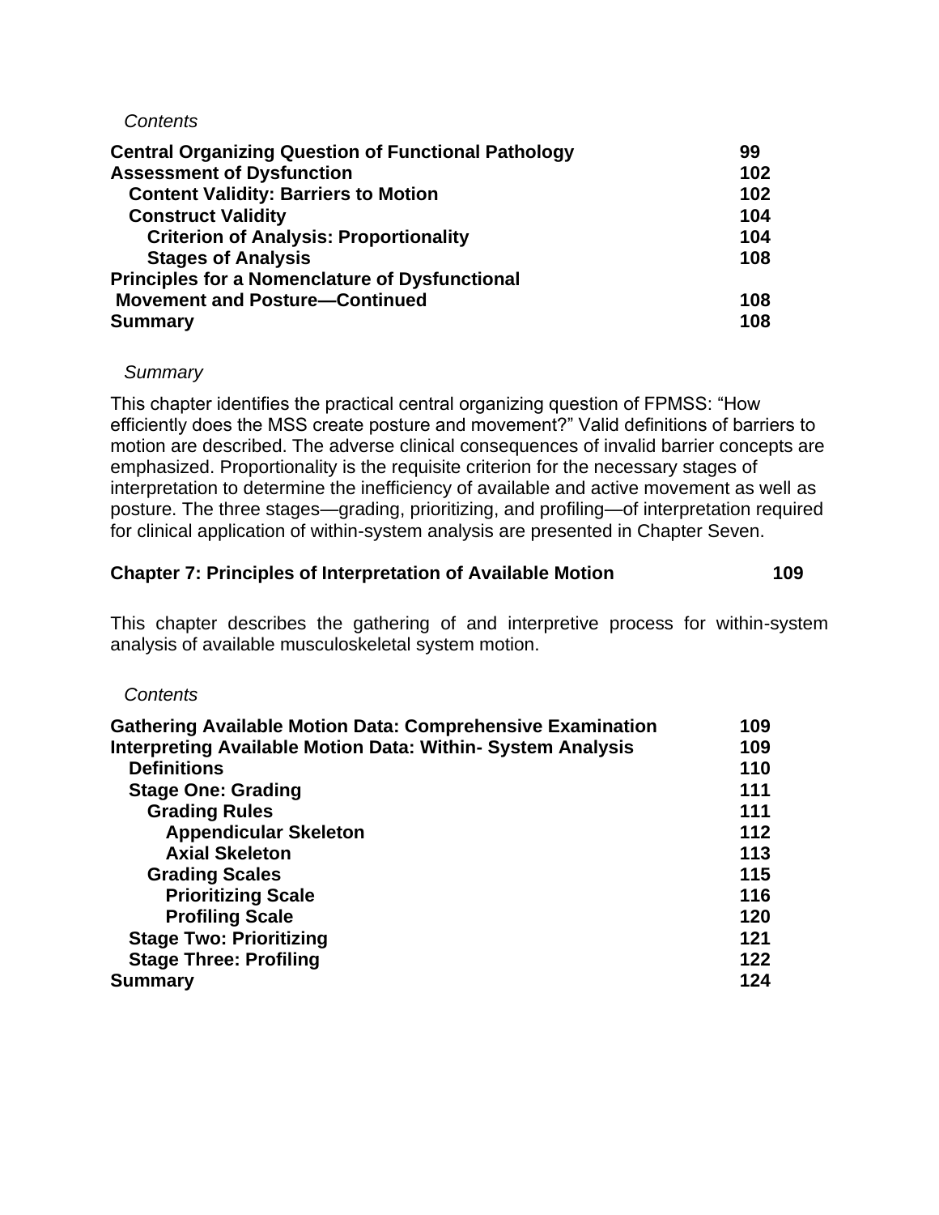*Contents*

| | |
|---|---|
| **Central Organizing Question of Functional Pathology** | **99** |
| **Assessment of Dysfunction** | **102** |
| **Content Validity: Barriers to Motion** | **102** |
| **Construct Validity** | **104** |
| **Criterion of Analysis: Proportionality** | **104** |
| **Stages of Analysis** | **108** |
| **Principles for a Nomenclature of Dysfunctional Movement and Posture—Continued** | **108** |
| **Summary** | **108** |

*Summary*

This chapter identifies the practical central organizing question of FPMSS: “How efficiently does the MSS create posture and movement?” Valid definitions of barriers to motion are described. The adverse clinical consequences of invalid barrier concepts are emphasized. Proportionality is the requisite criterion for the necessary stages of interpretation to determine the inefficiency of available and active movement as well as posture. The three stages—grading, prioritizing, and profiling—of interpretation required for clinical application of within-system analysis are presented in Chapter Seven.

## Chapter 7: Principles of Interpretation of Available Motion 109

This chapter describes the gathering of and interpretive process for within-system analysis of available musculoskeletal system motion.

*Contents*

| | |
|---|---|
| **Gathering Available Motion Data: Comprehensive Examination** | **109** |
| **Interpreting Available Motion Data: Within- System Analysis** | **109** |
| **Definitions** | **110** |
| **Stage One: Grading** | **111** |
| **Grading Rules** | **111** |
| **Appendicular Skeleton** | **112** |
| **Axial Skeleton** | **113** |
| **Grading Scales** | **115** |
| **Prioritizing Scale** | **116** |
| **Profiling Scale** | **120** |
| **Stage Two: Prioritizing** | **121** |
| **Stage Three: Profiling** | **122** |
| **Summary** | **124** |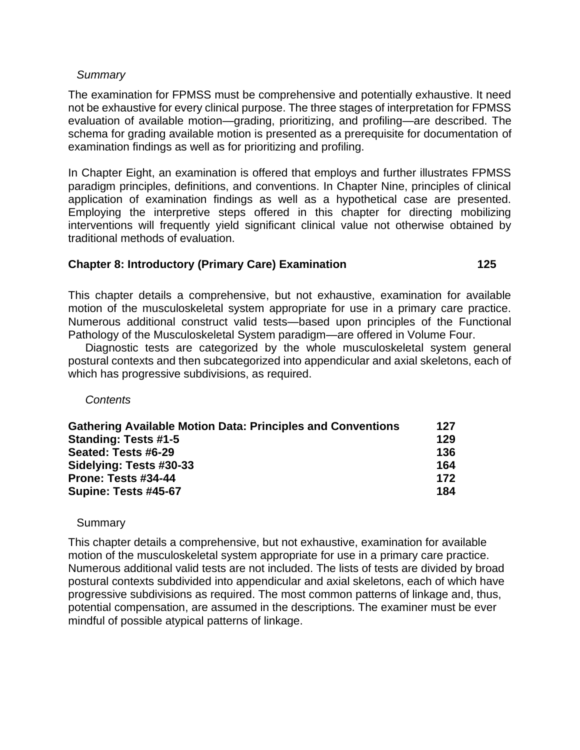*Summary*

The examination for FPMSS must be comprehensive and potentially exhaustive. It need not be exhaustive for every clinical purpose. The three stages of interpretation for FPMSS evaluation of available motion—grading, prioritizing, and profiling—are described. The schema for grading available motion is presented as a prerequisite for documentation of examination findings as well as for prioritizing and profiling.

In Chapter Eight, an examination is offered that employs and further illustrates FPMSS paradigm principles, definitions, and conventions. In Chapter Nine, principles of clinical application of examination findings as well as a hypothetical case are presented. Employing the interpretive steps offered in this chapter for directing mobilizing interventions will frequently yield significant clinical value not otherwise obtained by traditional methods of evaluation.

## Chapter 8: Introductory (Primary Care) Examination 125

This chapter details a comprehensive, but not exhaustive, examination for available motion of the musculoskeletal system appropriate for use in a primary care practice. Numerous additional construct valid tests—based upon principles of the Functional Pathology of the Musculoskeletal System paradigm—are offered in Volume Four.

Diagnostic tests are categorized by the whole musculoskeletal system general postural contexts and then subcategorized into appendicular and axial skeletons, each of which has progressive subdivisions, as required.

*Contents*

**Gathering Available Motion Data: Principles and Conventions 127**
**Standing: Tests #1-5 129**
**Seated: Tests #6-29 136**
**Sidelying: Tests #30-33 164**
**Prone: Tests #34-44 172**
**Supine: Tests #45-67 184**

Summary

This chapter details a comprehensive, but not exhaustive, examination for available motion of the musculoskeletal system appropriate for use in a primary care practice. Numerous additional valid tests are not included. The lists of tests are divided by broad postural contexts subdivided into appendicular and axial skeletons, each of which have progressive subdivisions as required. The most common patterns of linkage and, thus, potential compensation, are assumed in the descriptions. The examiner must be ever mindful of possible atypical patterns of linkage.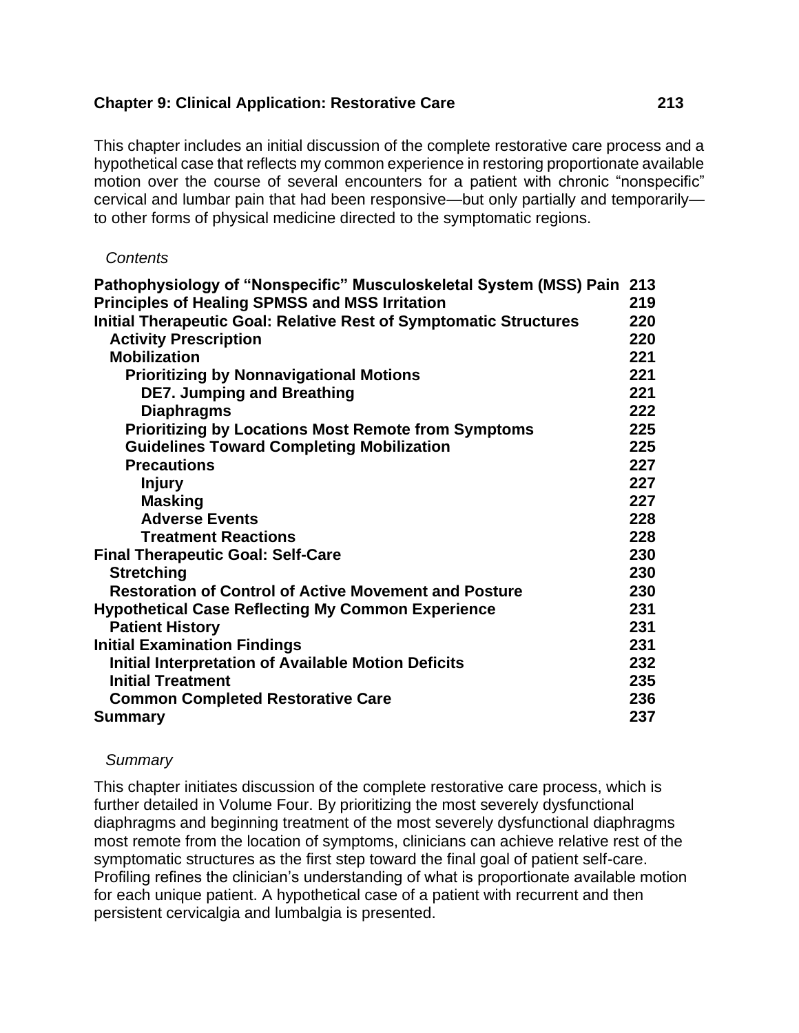## Chapter 9: Clinical Application: Restorative Care 213

This chapter includes an initial discussion of the complete restorative care process and a hypothetical case that reflects my common experience in restoring proportionate available motion over the course of several encounters for a patient with chronic "nonspecific" cervical and lumbar pain that had been responsive—but only partially and temporarily—to other forms of physical medicine directed to the symptomatic regions.

*Contents*

| | |
|---|---|
| **Pathophysiology of "Nonspecific" Musculoskeletal System (MSS) Pain** | **213** |
| **Principles of Healing SPMSS and MSS Irritation** | **219** |
| **Initial Therapeutic Goal: Relative Rest of Symptomatic Structures** | **220** |
| **Activity Prescription** | **220** |
| **Mobilization** | **221** |
| **Prioritizing by Nonnavigational Motions** | **221** |
| **DE7. Jumping and Breathing** | **221** |
| **Diaphragms** | **222** |
| **Prioritizing by Locations Most Remote from Symptoms** | **225** |
| **Guidelines Toward Completing Mobilization** | **225** |
| **Precautions** | **227** |
| **Injury** | **227** |
| **Masking** | **227** |
| **Adverse Events** | **228** |
| **Treatment Reactions** | **228** |
| **Final Therapeutic Goal: Self-Care** | **230** |
| **Stretching** | **230** |
| **Restoration of Control of Active Movement and Posture** | **230** |
| **Hypothetical Case Reflecting My Common Experience** | **231** |
| **Patient History** | **231** |
| **Initial Examination Findings** | **231** |
| **Initial Interpretation of Available Motion Deficits** | **232** |
| **Initial Treatment** | **235** |
| **Common Completed Restorative Care** | **236** |
| **Summary** | **237** |

*Summary*

This chapter initiates discussion of the complete restorative care process, which is further detailed in Volume Four. By prioritizing the most severely dysfunctional diaphragms and beginning treatment of the most severely dysfunctional diaphragms most remote from the location of symptoms, clinicians can achieve relative rest of the symptomatic structures as the first step toward the final goal of patient self-care. Profiling refines the clinician's understanding of what is proportionate available motion for each unique patient. A hypothetical case of a patient with recurrent and then persistent cervicalgia and lumbalgia is presented.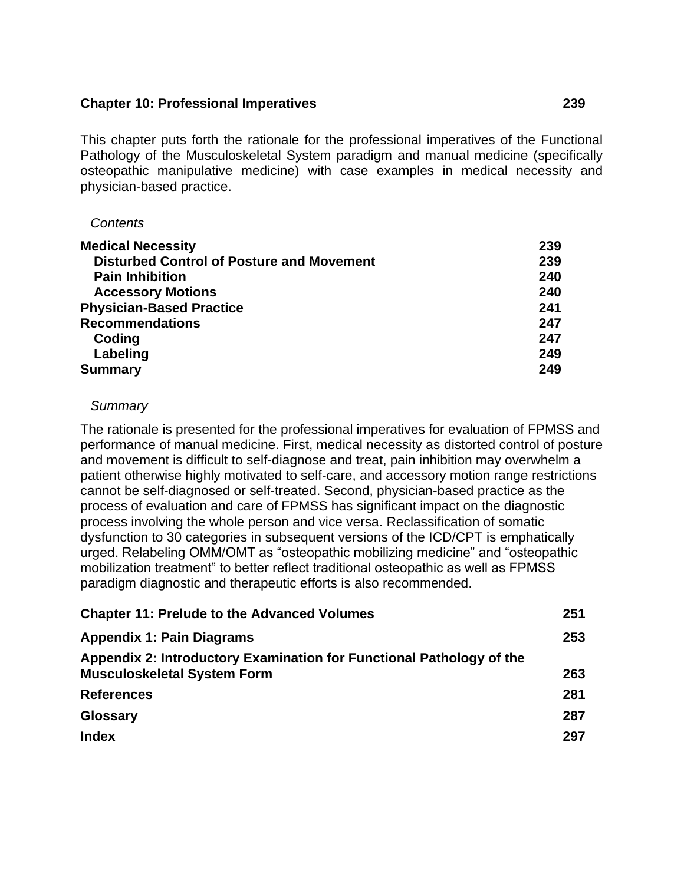**Chapter 10: Professional Imperatives** **239**

This chapter puts forth the rationale for the professional imperatives of the Functional Pathology of the Musculoskeletal System paradigm and manual medicine (specifically osteopathic manipulative medicine) with case examples in medical necessity and physician-based practice.

*Contents*

| | |
|---|---|
| **Medical Necessity** | **239** |
| **Disturbed Control of Posture and Movement** | **239** |
| **Pain Inhibition** | **240** |
| **Accessory Motions** | **240** |
| **Physician-Based Practice** | **241** |
| **Recommendations** | **247** |
| **Coding** | **247** |
| **Labeling** | **249** |
| **Summary** | **249** |

*Summary*

The rationale is presented for the professional imperatives for evaluation of FPMSS and performance of manual medicine. First, medical necessity as distorted control of posture and movement is difficult to self-diagnose and treat, pain inhibition may overwhelm a patient otherwise highly motivated to self-care, and accessory motion range restrictions cannot be self-diagnosed or self-treated. Second, physician-based practice as the process of evaluation and care of FPMSS has significant impact on the diagnostic process involving the whole person and vice versa. Reclassification of somatic dysfunction to 30 categories in subsequent versions of the ICD/CPT is emphatically urged. Relabeling OMM/OMT as "osteopathic mobilizing medicine" and "osteopathic mobilization treatment" to better reflect traditional osteopathic as well as FPMSS paradigm diagnostic and therapeutic efforts is also recommended.

| | |
|---|---|
| **Chapter 11: Prelude to the Advanced Volumes** | **251** |
| **Appendix 1: Pain Diagrams** | **253** |
| **Appendix 2: Introductory Examination for Functional Pathology of the Musculoskeletal System Form** | **263** |
| **References** | **281** |
| **Glossary** | **287** |
| **Index** | **297** |